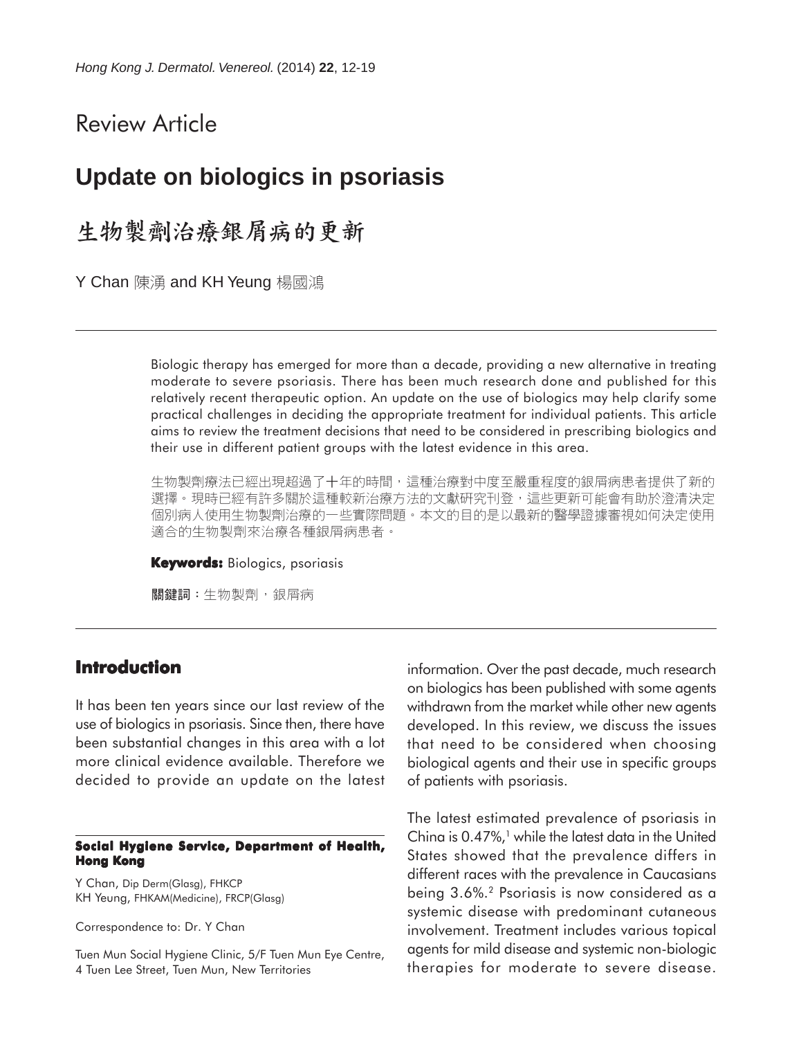Review Article

# Update on biologics in psoriasis

# 生物製劑治療銀屑病的更新

Y Chan 陳湧 and KH Yeung 楊國鴻

Biologic therapy has emerged for more than a decade, providing a new alternative in treating moderate to severe psoriasis. There has been much research done and published for this relatively recent therapeutic option. An update on the use of biologics may help clarify some practical challenges in deciding the appropriate treatment for individual patients. This article aims to review the treatment decisions that need to be considered in prescribing biologics and their use in different patient groups with the latest evidence in this area.

生物製劑療法已經出現超過了十年的時間，這種治療對中度至嚴重程度的銀屑病患者提供了新的選擇。現時已經有許多關於這種較新治療方法的文獻研究刊登，這些更新可能會有助於澄清決定個別病人使用生物製劑治療的一些實際問題。本文的目的是以最新的醫學證據審視如何決定使用適合的生物製劑來治療各種銀屑病患者。

**Keywords:** Biologics, psoriasis

**關鍵詞**：生物製劑，銀屑病

## Introduction

It has been ten years since our last review of the use of biologics in psoriasis. Since then, there have been substantial changes in this area with a lot more clinical evidence available. Therefore we decided to provide an update on the latest information. Over the past decade, much research on biologics has been published with some agents withdrawn from the market while other new agents developed. In this review, we discuss the issues that need to be considered when choosing biological agents and their use in specific groups of patients with psoriasis.

The latest estimated prevalence of psoriasis in China is 0.47%,[1] while the latest data in the United States showed that the prevalence differs in different races with the prevalence in Caucasians being 3.6%.[2] Psoriasis is now considered as a systemic disease with predominant cutaneous involvement. Treatment includes various topical agents for mild disease and systemic non-biologic therapies for moderate to severe disease.

**Social Hygiene Service, Department of Health, Hong Kong**

Y Chan, Dip Derm(Glasg), FHKCP
KH Yeung, FHKAM(Medicine), FRCP(Glasg)

Correspondence to: Dr. Y Chan

Tuen Mun Social Hygiene Clinic, 5/F Tuen Mun Eye Centre, 4 Tuen Lee Street, Tuen Mun, New Territories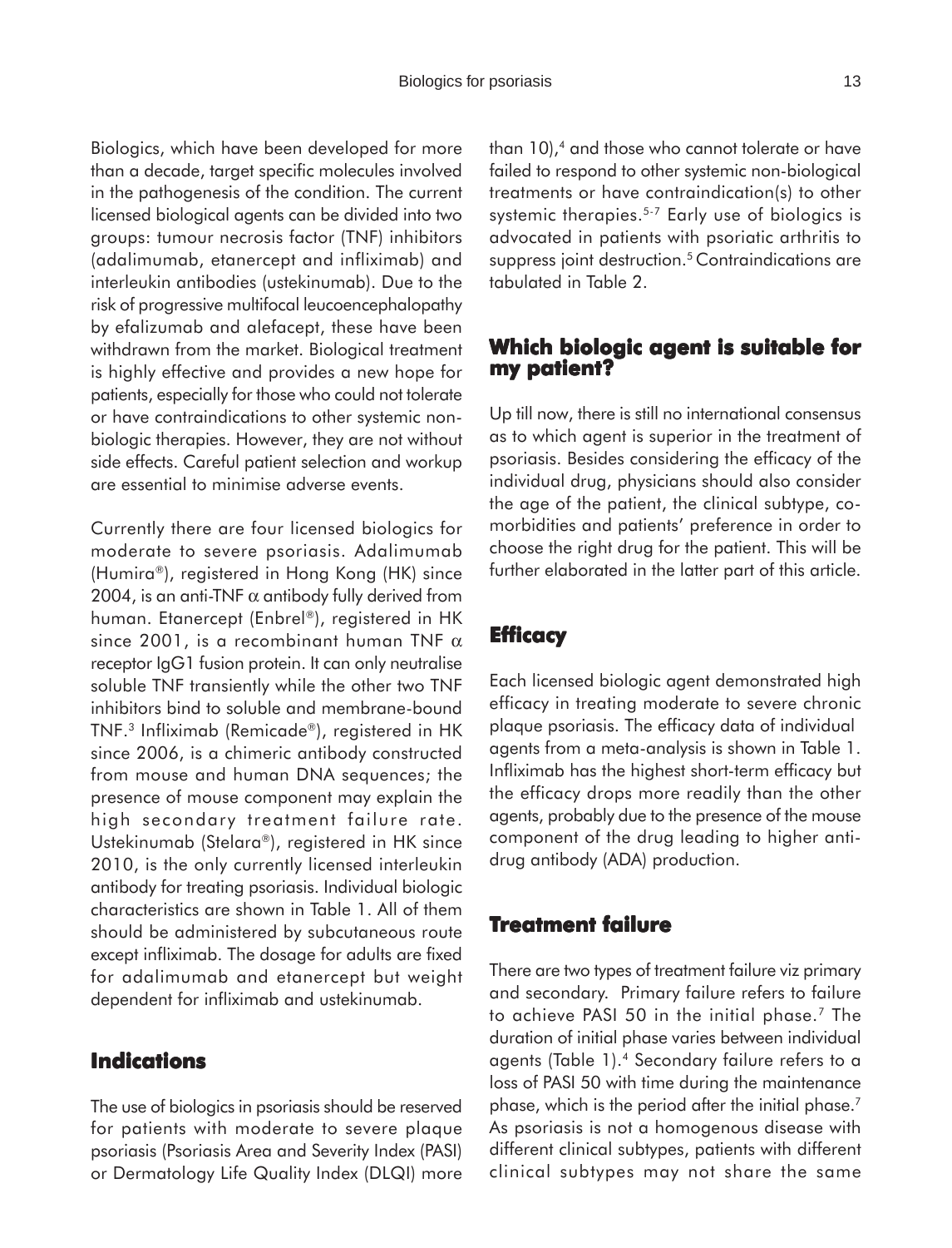Biologics, which have been developed for more than a decade, target specific molecules involved in the pathogenesis of the condition. The current licensed biological agents can be divided into two groups: tumour necrosis factor (TNF) inhibitors (adalimumab, etanercept and infliximab) and interleukin antibodies (ustekinumab). Due to the risk of progressive multifocal leucoencephalopathy by efalizumab and alefacept, these have been withdrawn from the market. Biological treatment is highly effective and provides a new hope for patients, especially for those who could not tolerate or have contraindications to other systemic non-biologic therapies. However, they are not without side effects. Careful patient selection and workup are essential to minimise adverse events.

Currently there are four licensed biologics for moderate to severe psoriasis. Adalimumab (Humira®), registered in Hong Kong (HK) since 2004, is an anti-TNF $\alpha$ antibody fully derived from human. Etanercept (Enbrel®), registered in HK since 2001, is a recombinant human TNF $\alpha$ receptor IgG1 fusion protein. It can only neutralise soluble TNF transiently while the other two TNF inhibitors bind to soluble and membrane-bound TNF.[3] Infliximab (Remicade®), registered in HK since 2006, is a chimeric antibody constructed from mouse and human DNA sequences; the presence of mouse component may explain the high secondary treatment failure rate. Ustekinumab (Stelara®), registered in HK since 2010, is the only currently licensed interleukin antibody for treating psoriasis. Individual biologic characteristics are shown in Table 1. All of them should be administered by subcutaneous route except infliximab. The dosage for adults are fixed for adalimumab and etanercept but weight dependent for infliximab and ustekinumab.

## Indications

The use of biologics in psoriasis should be reserved for patients with moderate to severe plaque psoriasis (Psoriasis Area and Severity Index (PASI) or Dermatology Life Quality Index (DLQI) more than 10),[4] and those who cannot tolerate or have failed to respond to other systemic non-biological treatments or have contraindication(s) to other systemic therapies.[5-7] Early use of biologics is advocated in patients with psoriatic arthritis to suppress joint destruction.[5] Contraindications are tabulated in Table 2.

## Which biologic agent is suitable for my patient?

Up till now, there is still no international consensus as to which agent is superior in the treatment of psoriasis. Besides considering the efficacy of the individual drug, physicians should also consider the age of the patient, the clinical subtype, co-morbidities and patients' preference in order to choose the right drug for the patient. This will be further elaborated in the latter part of this article.

## Efficacy

Each licensed biologic agent demonstrated high efficacy in treating moderate to severe chronic plaque psoriasis. The efficacy data of individual agents from a meta-analysis is shown in Table 1. Infliximab has the highest short-term efficacy but the efficacy drops more readily than the other agents, probably due to the presence of the mouse component of the drug leading to higher anti-drug antibody (ADA) production.

## Treatment failure

There are two types of treatment failure viz primary and secondary. Primary failure refers to failure to achieve PASI 50 in the initial phase.[7] The duration of initial phase varies between individual agents (Table 1).[4] Secondary failure refers to a loss of PASI 50 with time during the maintenance phase, which is the period after the initial phase.[7] As psoriasis is not a homogenous disease with different clinical subtypes, patients with different clinical subtypes may not share the same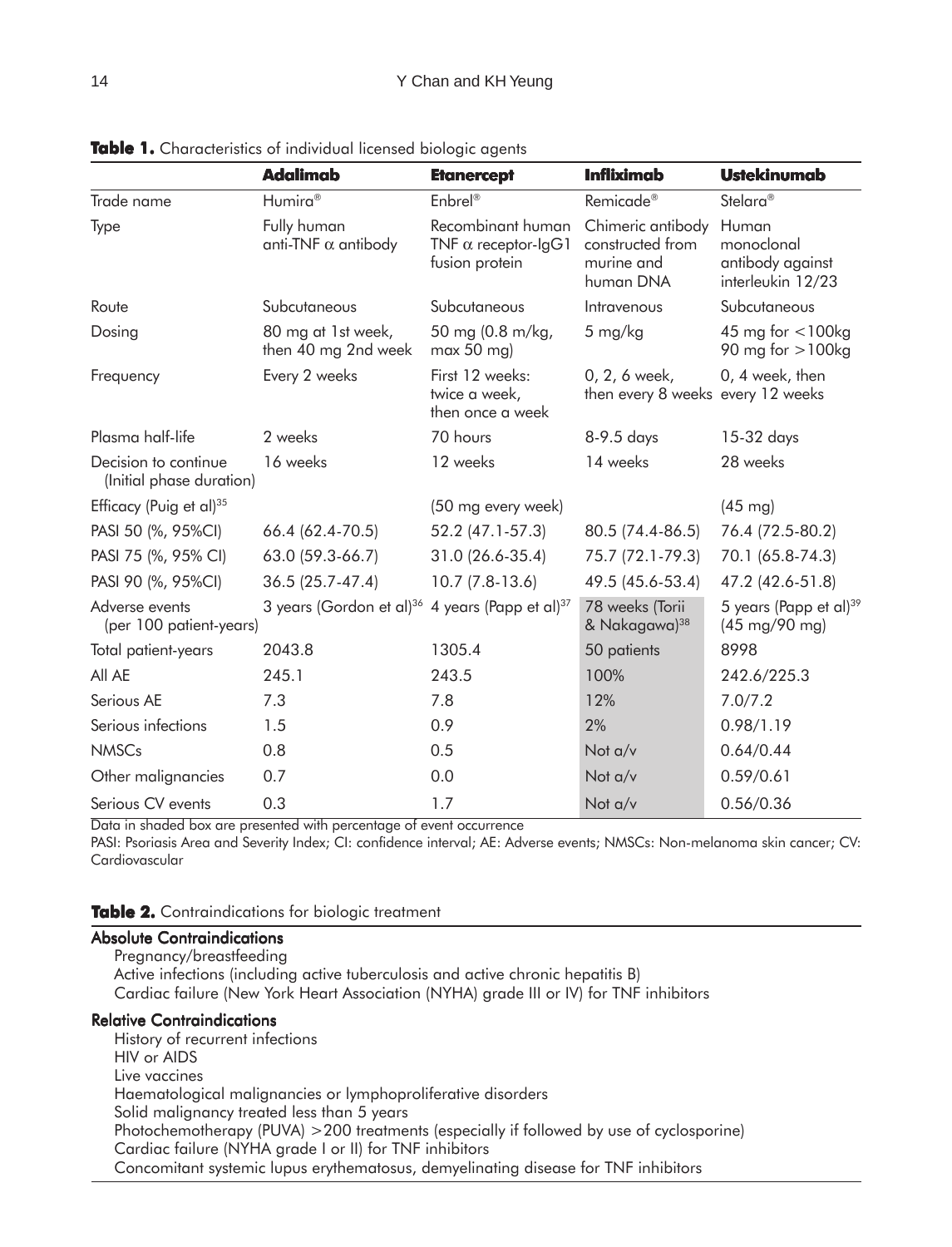**Table 1.** Characteristics of individual licensed biologic agents

| | **Adalimab** | **Etanercept** | **Infliximab** | **Ustekinumab** |
|---|---|---|---|---|
| Trade name | Humira® | Enbrel® | Remicade® | Stelara® |
| Type | Fully human anti-TNF α antibody | Recombinant human TNF α receptor-IgG1 fusion protein | Chimeric antibody constructed from murine and human DNA | Human monoclonal antibody against interleukin 12/23 |
| Route | Subcutaneous | Subcutaneous | Intravenous | Subcutaneous |
| Dosing | 80 mg at 1st week, then 40 mg 2nd week | 50 mg (0.8 m/kg, max 50 mg) | 5 mg/kg | 45 mg for <100kg 90 mg for >100kg |
| Frequency | Every 2 weeks | First 12 weeks: twice a week, then once a week | 0, 2, 6 week, then every 8 weeks | 0, 4 week, then every 12 weeks |
| Plasma half-life | 2 weeks | 70 hours | 8-9.5 days | 15-32 days |
| Decision to continue (Initial phase duration) | 16 weeks | 12 weeks | 14 weeks | 28 weeks |
| Efficacy (Puig et al)[35] | | (50 mg every week) | | (45 mg) |
| PASI 50 (%, 95%CI) | 66.4 (62.4-70.5) | 52.2 (47.1-57.3) | 80.5 (74.4-86.5) | 76.4 (72.5-80.2) |
| PASI 75 (%, 95% CI) | 63.0 (59.3-66.7) | 31.0 (26.6-35.4) | 75.7 (72.1-79.3) | 70.1 (65.8-74.3) |
| PASI 90 (%, 95%CI) | 36.5 (25.7-47.4) | 10.7 (7.8-13.6) | 49.5 (45.6-53.4) | 47.2 (42.6-51.8) |
| Adverse events (per 100 patient-years) | 3 years (Gordon et al)[36] | 4 years (Papp et al)[37] | 78 weeks (Torii & Nakagawa)[38] | 5 years (Papp et al)[39] (45 mg/90 mg) |
| Total patient-years | 2043.8 | 1305.4 | 50 patients | 8998 |
| All AE | 245.1 | 243.5 | 100% | 242.6/225.3 |
| Serious AE | 7.3 | 7.8 | 12% | 7.0/7.2 |
| Serious infections | 1.5 | 0.9 | 2% | 0.98/1.19 |
| NMSCs | 0.8 | 0.5 | Not a/v | 0.64/0.44 |
| Other malignancies | 0.7 | 0.0 | Not a/v | 0.59/0.61 |
| Serious CV events | 0.3 | 1.7 | Not a/v | 0.56/0.36 |

Data in shaded box are presented with percentage of event occurrence

PASI: Psoriasis Area and Severity Index; CI: confidence interval; AE: Adverse events; NMSCs: Non-melanoma skin cancer; CV: Cardiovascular

**Table 2.** Contraindications for biologic treatment

**Absolute Contraindications**

- Pregnancy/breastfeeding
- Active infections (including active tuberculosis and active chronic hepatitis B)
- Cardiac failure (New York Heart Association (NYHA) grade III or IV) for TNF inhibitors

**Relative Contraindications**

- History of recurrent infections
- HIV or AIDS
- Live vaccines
- Haematological malignancies or lymphoproliferative disorders
- Solid malignancy treated less than 5 years
- Photochemotherapy (PUVA) >200 treatments (especially if followed by use of cyclosporine)
- Cardiac failure (NYHA grade I or II) for TNF inhibitors
- Concomitant systemic lupus erythematosus, demyelinating disease for TNF inhibitors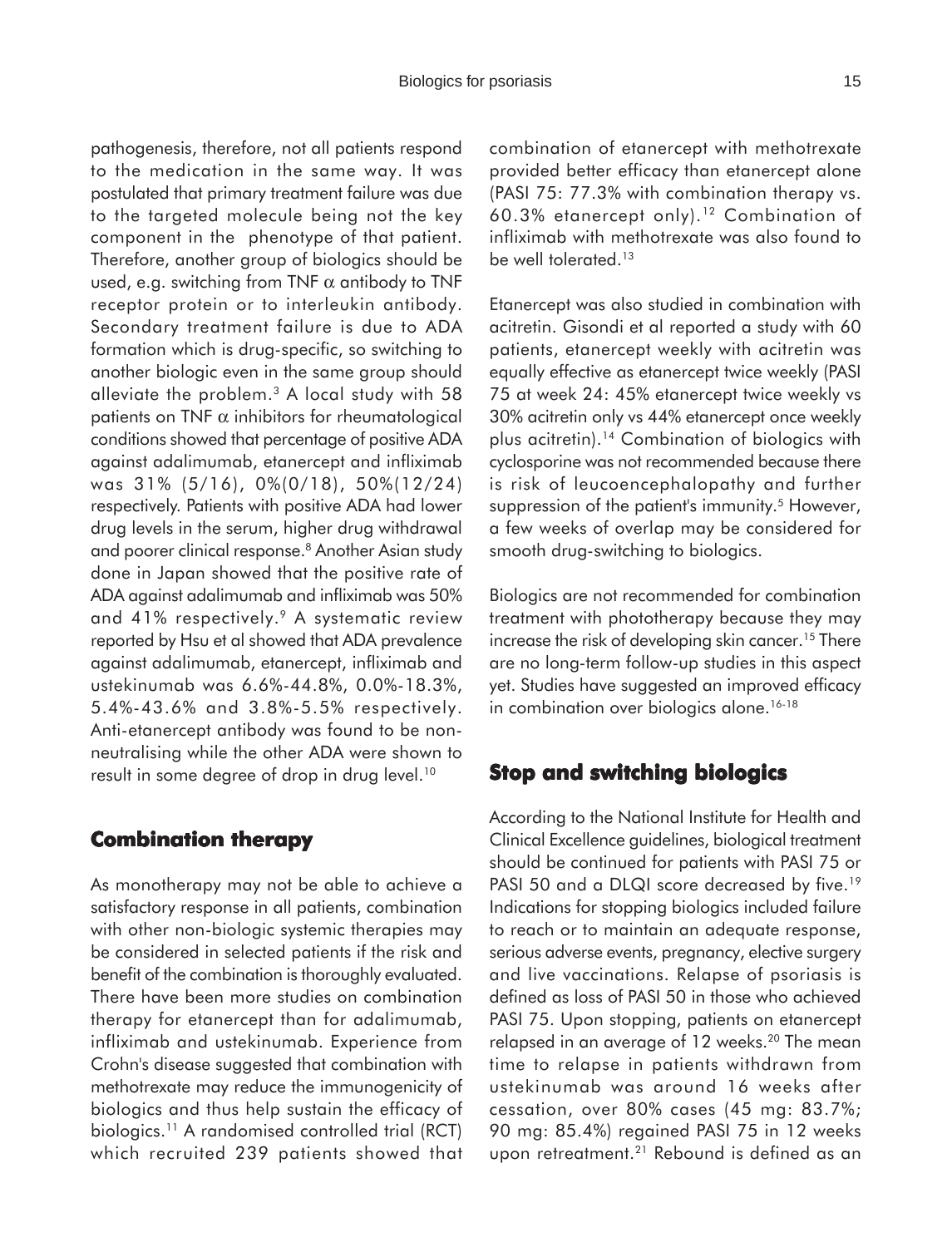pathogenesis, therefore, not all patients respond to the medication in the same way. It was postulated that primary treatment failure was due to the targeted molecule being not the key component in the phenotype of that patient. Therefore, another group of biologics should be used, e.g. switching from TNF $\alpha$ antibody to TNF receptor protein or to interleukin antibody. Secondary treatment failure is due to ADA formation which is drug-specific, so switching to another biologic even in the same group should alleviate the problem.[3] A local study with 58 patients on TNF $\alpha$ inhibitors for rheumatological conditions showed that percentage of positive ADA against adalimumab, etanercept and infliximab was 31% (5/16), 0%(0/18), 50%(12/24) respectively. Patients with positive ADA had lower drug levels in the serum, higher drug withdrawal and poorer clinical response.[8] Another Asian study done in Japan showed that the positive rate of ADA against adalimumab and infliximab was 50% and 41% respectively.[9] A systematic review reported by Hsu et al showed that ADA prevalence against adalimumab, etanercept, infliximab and ustekinumab was 6.6%-44.8%, 0.0%-18.3%, 5.4%-43.6% and 3.8%-5.5% respectively. Anti-etanercept antibody was found to be non-neutralising while the other ADA were shown to result in some degree of drop in drug level.[10]

## Combination therapy

As monotherapy may not be able to achieve a satisfactory response in all patients, combination with other non-biologic systemic therapies may be considered in selected patients if the risk and benefit of the combination is thoroughly evaluated. There have been more studies on combination therapy for etanercept than for adalimumab, infliximab and ustekinumab. Experience from Crohn's disease suggested that combination with methotrexate may reduce the immunogenicity of biologics and thus help sustain the efficacy of biologics.[11] A randomised controlled trial (RCT) which recruited 239 patients showed that combination of etanercept with methotrexate provided better efficacy than etanercept alone (PASI 75: 77.3% with combination therapy vs. 60.3% etanercept only).[12] Combination of infliximab with methotrexate was also found to be well tolerated.[13]

Etanercept was also studied in combination with acitretin. Gisondi et al reported a study with 60 patients, etanercept weekly with acitretin was equally effective as etanercept twice weekly (PASI 75 at week 24: 45% etanercept twice weekly vs 30% acitretin only vs 44% etanercept once weekly plus acitretin).[14] Combination of biologics with cyclosporine was not recommended because there is risk of leucoencephalopathy and further suppression of the patient's immunity.[5] However, a few weeks of overlap may be considered for smooth drug-switching to biologics.

Biologics are not recommended for combination treatment with phototherapy because they may increase the risk of developing skin cancer.[15] There are no long-term follow-up studies in this aspect yet. Studies have suggested an improved efficacy in combination over biologics alone.[16-18]

## Stop and switching biologics

According to the National Institute for Health and Clinical Excellence guidelines, biological treatment should be continued for patients with PASI 75 or PASI 50 and a DLQI score decreased by five.[19] Indications for stopping biologics included failure to reach or to maintain an adequate response, serious adverse events, pregnancy, elective surgery and live vaccinations. Relapse of psoriasis is defined as loss of PASI 50 in those who achieved PASI 75. Upon stopping, patients on etanercept relapsed in an average of 12 weeks.[20] The mean time to relapse in patients withdrawn from ustekinumab was around 16 weeks after cessation, over 80% cases (45 mg: 83.7%; 90 mg: 85.4%) regained PASI 75 in 12 weeks upon retreatment.[21] Rebound is defined as an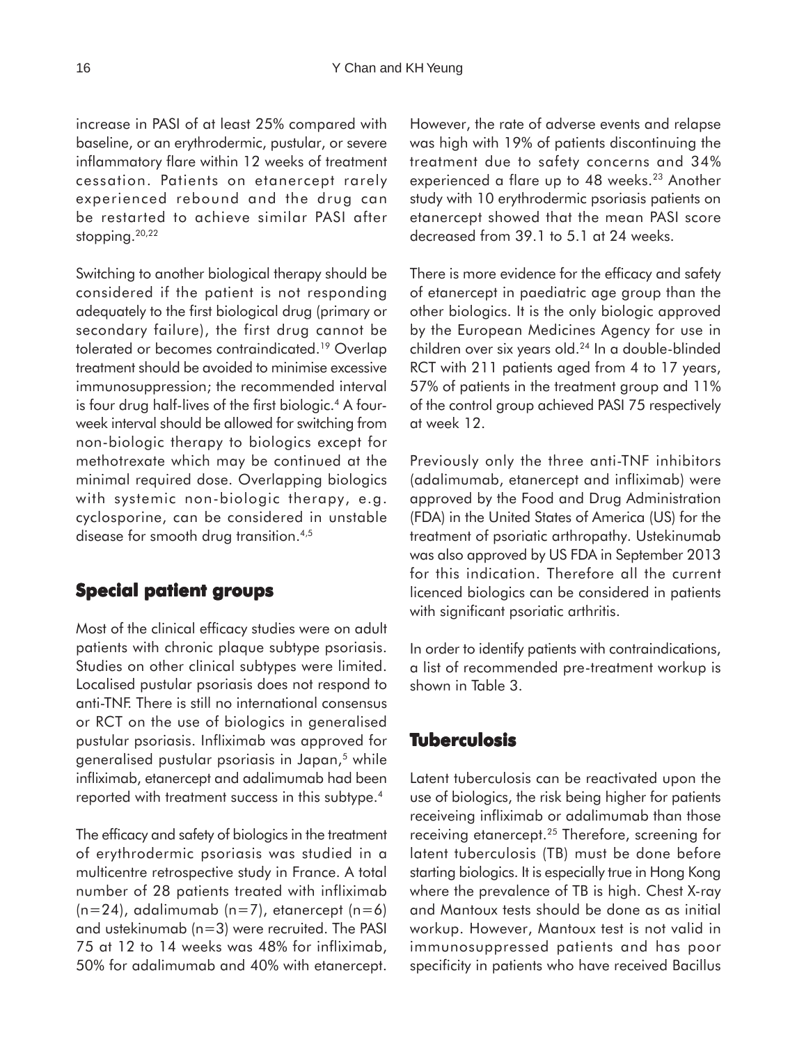increase in PASI of at least 25% compared with baseline, or an erythrodermic, pustular, or severe inflammatory flare within 12 weeks of treatment cessation. Patients on etanercept rarely experienced rebound and the drug can be restarted to achieve similar PASI after stopping.[20,22]

Switching to another biological therapy should be considered if the patient is not responding adequately to the first biological drug (primary or secondary failure), the first drug cannot be tolerated or becomes contraindicated.[19] Overlap treatment should be avoided to minimise excessive immunosuppression; the recommended interval is four drug half-lives of the first biologic.[4] A four-week interval should be allowed for switching from non-biologic therapy to biologics except for methotrexate which may be continued at the minimal required dose. Overlapping biologics with systemic non-biologic therapy, e.g. cyclosporine, can be considered in unstable disease for smooth drug transition.[4,5]

## Special patient groups

Most of the clinical efficacy studies were on adult patients with chronic plaque subtype psoriasis. Studies on other clinical subtypes were limited. Localised pustular psoriasis does not respond to anti-TNF. There is still no international consensus or RCT on the use of biologics in generalised pustular psoriasis. Infliximab was approved for generalised pustular psoriasis in Japan,[5] while infliximab, etanercept and adalimumab had been reported with treatment success in this subtype.[4]

The efficacy and safety of biologics in the treatment of erythrodermic psoriasis was studied in a multicentre retrospective study in France. A total number of 28 patients treated with infliximab (n=24), adalimumab (n=7), etanercept (n=6) and ustekinumab (n=3) were recruited. The PASI 75 at 12 to 14 weeks was 48% for infliximab, 50% for adalimumab and 40% with etanercept. However, the rate of adverse events and relapse was high with 19% of patients discontinuing the treatment due to safety concerns and 34% experienced a flare up to 48 weeks.[23] Another study with 10 erythrodermic psoriasis patients on etanercept showed that the mean PASI score decreased from 39.1 to 5.1 at 24 weeks.

There is more evidence for the efficacy and safety of etanercept in paediatric age group than the other biologics. It is the only biologic approved by the European Medicines Agency for use in children over six years old.[24] In a double-blinded RCT with 211 patients aged from 4 to 17 years, 57% of patients in the treatment group and 11% of the control group achieved PASI 75 respectively at week 12.

Previously only the three anti-TNF inhibitors (adalimumab, etanercept and infliximab) were approved by the Food and Drug Administration (FDA) in the United States of America (US) for the treatment of psoriatic arthropathy. Ustekinumab was also approved by US FDA in September 2013 for this indication. Therefore all the current licenced biologics can be considered in patients with significant psoriatic arthritis.

In order to identify patients with contraindications, a list of recommended pre-treatment workup is shown in Table 3.

## Tuberculosis

Latent tuberculosis can be reactivated upon the use of biologics, the risk being higher for patients receiveing infliximab or adalimumab than those receiving etanercept.[25] Therefore, screening for latent tuberculosis (TB) must be done before starting biologics. It is especially true in Hong Kong where the prevalence of TB is high. Chest X-ray and Mantoux tests should be done as as initial workup. However, Mantoux test is not valid in immunosuppressed patients and has poor specificity in patients who have received Bacillus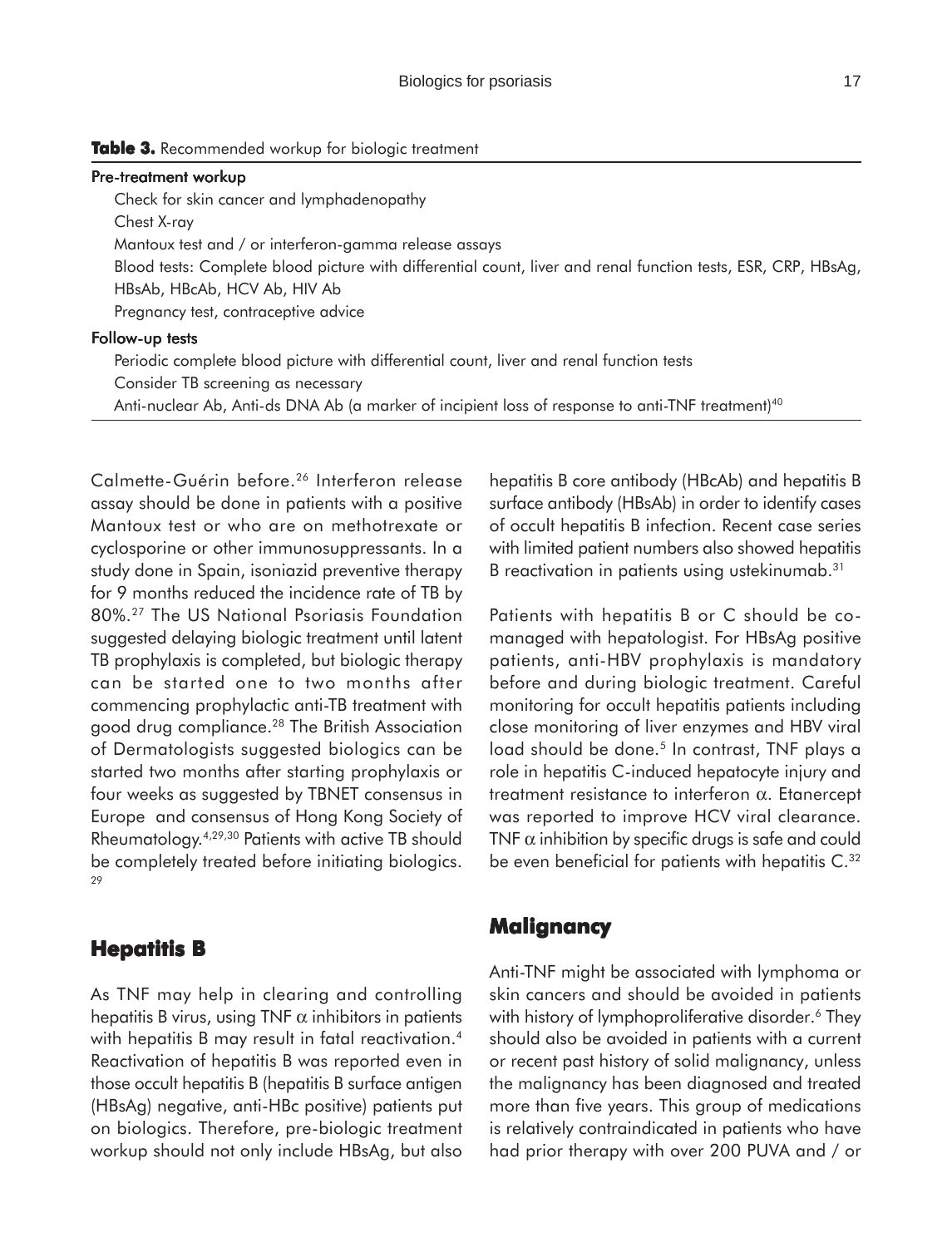**Table 3.** Recommended workup for biologic treatment

| |
|---|
| **Pre-treatment workup** |
| Check for skin cancer and lymphadenopathy |
| Chest X-ray |
| Mantoux test and / or interferon-gamma release assays |
| Blood tests: Complete blood picture with differential count, liver and renal function tests, ESR, CRP, HBsAg, HBsAb, HBcAb, HCV Ab, HIV Ab |
| Pregnancy test, contraceptive advice |
| **Follow-up tests** |
| Periodic complete blood picture with differential count, liver and renal function tests |
| Consider TB screening as necessary |
| Anti-nuclear Ab, Anti-ds DNA Ab (a marker of incipient loss of response to anti-TNF treatment)[40] |

Calmette-Guérin before.[26] Interferon release assay should be done in patients with a positive Mantoux test or who are on methotrexate or cyclosporine or other immunosuppressants. In a study done in Spain, isoniazid preventive therapy for 9 months reduced the incidence rate of TB by 80%.[27] The US National Psoriasis Foundation suggested delaying biologic treatment until latent TB prophylaxis is completed, but biologic therapy can be started one to two months after commencing prophylactic anti-TB treatment with good drug compliance.[28] The British Association of Dermatologists suggested biologics can be started two months after starting prophylaxis or four weeks as suggested by TBNET consensus in Europe and consensus of Hong Kong Society of Rheumatology.[4,29,30] Patients with active TB should be completely treated before initiating biologics.[29]

## Hepatitis B

As TNF may help in clearing and controlling hepatitis B virus, using TNF $\alpha$ inhibitors in patients with hepatitis B may result in fatal reactivation.[4] Reactivation of hepatitis B was reported even in those occult hepatitis B (hepatitis B surface antigen (HBsAg) negative, anti-HBc positive) patients put on biologics. Therefore, pre-biologic treatment workup should not only include HBsAg, but also hepatitis B core antibody (HBcAb) and hepatitis B surface antibody (HBsAb) in order to identify cases of occult hepatitis B infection. Recent case series with limited patient numbers also showed hepatitis B reactivation in patients using ustekinumab.[31]

Patients with hepatitis B or C should be co-managed with hepatologist. For HBsAg positive patients, anti-HBV prophylaxis is mandatory before and during biologic treatment. Careful monitoring for occult hepatitis patients including close monitoring of liver enzymes and HBV viral load should be done.[5] In contrast, TNF plays a role in hepatitis C-induced hepatocyte injury and treatment resistance to interferon $\alpha$. Etanercept was reported to improve HCV viral clearance. TNF $\alpha$ inhibition by specific drugs is safe and could be even beneficial for patients with hepatitis C.[32]

## Malignancy

Anti-TNF might be associated with lymphoma or skin cancers and should be avoided in patients with history of lymphoproliferative disorder.[6] They should also be avoided in patients with a current or recent past history of solid malignancy, unless the malignancy has been diagnosed and treated more than five years. This group of medications is relatively contraindicated in patients who have had prior therapy with over 200 PUVA and / or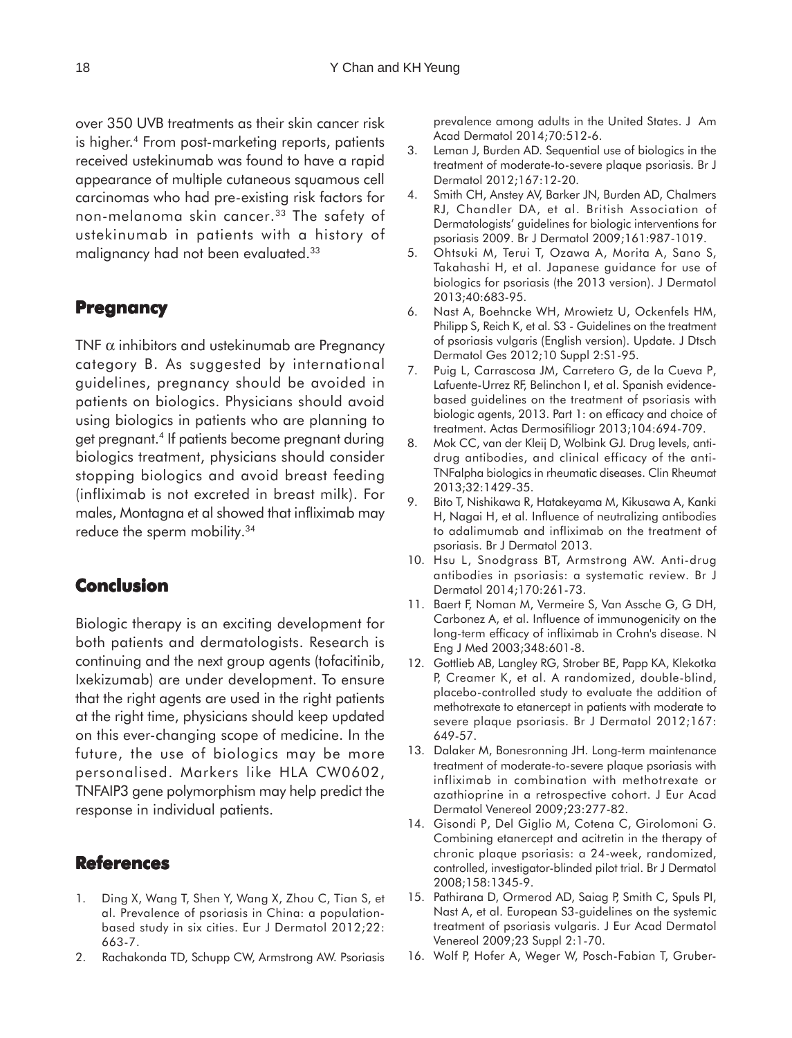over 350 UVB treatments as their skin cancer risk is higher.[4] From post-marketing reports, patients received ustekinumab was found to have a rapid appearance of multiple cutaneous squamous cell carcinomas who had pre-existing risk factors for non-melanoma skin cancer.[33] The safety of ustekinumab in patients with a history of malignancy had not been evaluated.[33]

## Pregnancy

TNF $\alpha$ inhibitors and ustekinumab are Pregnancy category B. As suggested by international guidelines, pregnancy should be avoided in patients on biologics. Physicians should avoid using biologics in patients who are planning to get pregnant.[4] If patients become pregnant during biologics treatment, physicians should consider stopping biologics and avoid breast feeding (infliximab is not excreted in breast milk). For males, Montagna et al showed that infliximab may reduce the sperm mobility.[34]

## Conclusion

Biologic therapy is an exciting development for both patients and dermatologists. Research is continuing and the next group agents (tofacitinib, Ixekizumab) are under development. To ensure that the right agents are used in the right patients at the right time, physicians should keep updated on this ever-changing scope of medicine. In the future, the use of biologics may be more personalised. Markers like HLA CW0602, TNFAIP3 gene polymorphism may help predict the response in individual patients.

## References

1. Ding X, Wang T, Shen Y, Wang X, Zhou C, Tian S, et al. Prevalence of psoriasis in China: a population-based study in six cities. Eur J Dermatol 2012;22: 663-7.
2. Rachakonda TD, Schupp CW, Armstrong AW. Psoriasis prevalence among adults in the United States. J Am Acad Dermatol 2014;70:512-6.
3. Leman J, Burden AD. Sequential use of biologics in the treatment of moderate-to-severe plaque psoriasis. Br J Dermatol 2012;167:12-20.
4. Smith CH, Anstey AV, Barker JN, Burden AD, Chalmers RJ, Chandler DA, et al. British Association of Dermatologists' guidelines for biologic interventions for psoriasis 2009. Br J Dermatol 2009;161:987-1019.
5. Ohtsuki M, Terui T, Ozawa A, Morita A, Sano S, Takahashi H, et al. Japanese guidance for use of biologics for psoriasis (the 2013 version). J Dermatol 2013;40:683-95.
6. Nast A, Boehncke WH, Mrowietz U, Ockenfels HM, Philipp S, Reich K, et al. S3 - Guidelines on the treatment of psoriasis vulgaris (English version). Update. J Dtsch Dermatol Ges 2012;10 Suppl 2:S1-95.
7. Puig L, Carrascosa JM, Carretero G, de la Cueva P, Lafuente-Urrez RF, Belinchon I, et al. Spanish evidence-based guidelines on the treatment of psoriasis with biologic agents, 2013. Part 1: on efficacy and choice of treatment. Actas Dermosifiliogr 2013;104:694-709.
8. Mok CC, van der Kleij D, Wolbink GJ. Drug levels, anti-drug antibodies, and clinical efficacy of the anti-TNFalpha biologics in rheumatic diseases. Clin Rheumat 2013;32:1429-35.
9. Bito T, Nishikawa R, Hatakeyama M, Kikusawa A, Kanki H, Nagai H, et al. Influence of neutralizing antibodies to adalimumab and infliximab on the treatment of psoriasis. Br J Dermatol 2013.
10. Hsu L, Snodgrass BT, Armstrong AW. Anti-drug antibodies in psoriasis: a systematic review. Br J Dermatol 2014;170:261-73.
11. Baert F, Noman M, Vermeire S, Van Assche G, G DH, Carbonez A, et al. Influence of immunogenicity on the long-term efficacy of infliximab in Crohn's disease. N Eng J Med 2003;348:601-8.
12. Gottlieb AB, Langley RG, Strober BE, Papp KA, Klekotka P, Creamer K, et al. A randomized, double-blind, placebo-controlled study to evaluate the addition of methotrexate to etanercept in patients with moderate to severe plaque psoriasis. Br J Dermatol 2012;167: 649-57.
13. Dalaker M, Bonesronning JH. Long-term maintenance treatment of moderate-to-severe plaque psoriasis with infliximab in combination with methotrexate or azathioprine in a retrospective cohort. J Eur Acad Dermatol Venereol 2009;23:277-82.
14. Gisondi P, Del Giglio M, Cotena C, Girolomoni G. Combining etanercept and acitretin in the therapy of chronic plaque psoriasis: a 24-week, randomized, controlled, investigator-blinded pilot trial. Br J Dermatol 2008;158:1345-9.
15. Pathirana D, Ormerod AD, Saiag P, Smith C, Spuls PI, Nast A, et al. European S3-guidelines on the systemic treatment of psoriasis vulgaris. J Eur Acad Dermatol Venereol 2009;23 Suppl 2:1-70.
16. Wolf P, Hofer A, Weger W, Posch-Fabian T, Gruber-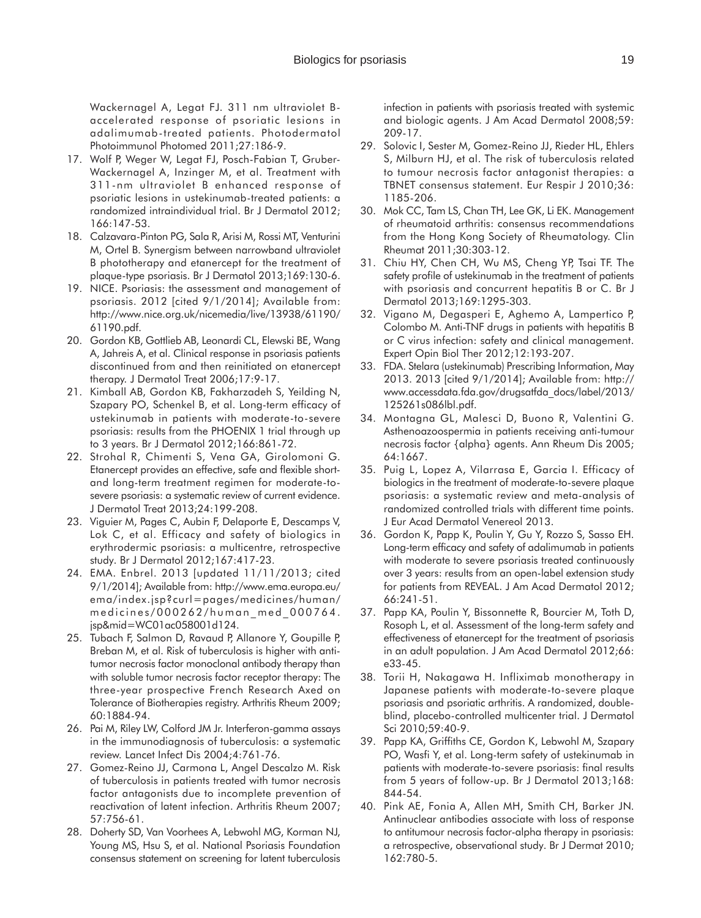Wackernagel A, Legat FJ. 311 nm ultraviolet B-accelerated response of psoriatic lesions in adalimumab-treated patients. Photodermatol Photoimmunol Photomed 2011;27:186-9.

17. Wolf P, Weger W, Legat FJ, Posch-Fabian T, Gruber-Wackernagel A, Inzinger M, et al. Treatment with 311-nm ultraviolet B enhanced response of psoriatic lesions in ustekinumab-treated patients: a randomized intraindividual trial. Br J Dermatol 2012; 166:147-53.
18. Calzavara-Pinton PG, Sala R, Arisi M, Rossi MT, Venturini M, Ortel B. Synergism between narrowband ultraviolet B phototherapy and etanercept for the treatment of plaque-type psoriasis. Br J Dermatol 2013;169:130-6.
19. NICE. Psoriasis: the assessment and management of psoriasis. 2012 [cited 9/1/2014]; Available from: http://www.nice.org.uk/nicemedia/live/13938/61190/61190.pdf.
20. Gordon KB, Gottlieb AB, Leonardi CL, Elewski BE, Wang A, Jahreis A, et al. Clinical response in psoriasis patients discontinued from and then reinitiated on etanercept therapy. J Dermatol Treat 2006;17:9-17.
21. Kimball AB, Gordon KB, Fakharzadeh S, Yeilding N, Szapary PO, Schenkel B, et al. Long-term efficacy of ustekinumab in patients with moderate-to-severe psoriasis: results from the PHOENIX 1 trial through up to 3 years. Br J Dermatol 2012;166:861-72.
22. Strohal R, Chimenti S, Vena GA, Girolomoni G. Etanercept provides an effective, safe and flexible short- and long-term treatment regimen for moderate-to-severe psoriasis: a systematic review of current evidence. J Dermatol Treat 2013;24:199-208.
23. Viguier M, Pages C, Aubin F, Delaporte E, Descamps V, Lok C, et al. Efficacy and safety of biologics in erythrodermic psoriasis: a multicentre, retrospective study. Br J Dermatol 2012;167:417-23.
24. EMA. Enbrel. 2013 [updated 11/11/2013; cited 9/1/2014]; Available from: http://www.ema.europa.eu/ema/index.jsp?curl=pages/medicines/human/medicines/000262/human_med_000764.jsp&mid=WC01ac058001d124.
25. Tubach F, Salmon D, Ravaud P, Allanore Y, Goupille P, Breban M, et al. Risk of tuberculosis is higher with anti-tumor necrosis factor monoclonal antibody therapy than with soluble tumor necrosis factor receptor therapy: The three-year prospective French Research Axed on Tolerance of Biotherapies registry. Arthritis Rheum 2009; 60:1884-94.
26. Pai M, Riley LW, Colford JM Jr. Interferon-gamma assays in the immunodiagnosis of tuberculosis: a systematic review. Lancet Infect Dis 2004;4:761-76.
27. Gomez-Reino JJ, Carmona L, Angel Descalzo M. Risk of tuberculosis in patients treated with tumor necrosis factor antagonists due to incomplete prevention of reactivation of latent infection. Arthritis Rheum 2007; 57:756-61.
28. Doherty SD, Van Voorhees A, Lebwohl MG, Korman NJ, Young MS, Hsu S, et al. National Psoriasis Foundation consensus statement on screening for latent tuberculosis infection in patients with psoriasis treated with systemic and biologic agents. J Am Acad Dermatol 2008;59: 209-17.
29. Solovic I, Sester M, Gomez-Reino JJ, Rieder HL, Ehlers S, Milburn HJ, et al. The risk of tuberculosis related to tumour necrosis factor antagonist therapies: a TBNET consensus statement. Eur Respir J 2010;36: 1185-206.
30. Mok CC, Tam LS, Chan TH, Lee GK, Li EK. Management of rheumatoid arthritis: consensus recommendations from the Hong Kong Society of Rheumatology. Clin Rheumat 2011;30:303-12.
31. Chiu HY, Chen CH, Wu MS, Cheng YP, Tsai TF. The safety profile of ustekinumab in the treatment of patients with psoriasis and concurrent hepatitis B or C. Br J Dermatol 2013;169:1295-303.
32. Vigano M, Degasperi E, Aghemo A, Lampertico P, Colombo M. Anti-TNF drugs in patients with hepatitis B or C virus infection: safety and clinical management. Expert Opin Biol Ther 2012;12:193-207.
33. FDA. Stelara (ustekinumab) Prescribing Information, May 2013. 2013 [cited 9/1/2014]; Available from: http://www.accessdata.fda.gov/drugsatfda_docs/label/2013/125261s086lbl.pdf.
34. Montagna GL, Malesci D, Buono R, Valentini G. Asthenoazoospermia in patients receiving anti-tumour necrosis factor {alpha} agents. Ann Rheum Dis 2005; 64:1667.
35. Puig L, Lopez A, Vilarrasa E, Garcia I. Efficacy of biologics in the treatment of moderate-to-severe plaque psoriasis: a systematic review and meta-analysis of randomized controlled trials with different time points. J Eur Acad Dermatol Venereol 2013.
36. Gordon K, Papp K, Poulin Y, Gu Y, Rozzo S, Sasso EH. Long-term efficacy and safety of adalimumab in patients with moderate to severe psoriasis treated continuously over 3 years: results from an open-label extension study for patients from REVEAL. J Am Acad Dermatol 2012; 66:241-51.
37. Papp KA, Poulin Y, Bissonnette R, Bourcier M, Toth D, Rosoph L, et al. Assessment of the long-term safety and effectiveness of etanercept for the treatment of psoriasis in an adult population. J Am Acad Dermatol 2012;66: e33-45.
38. Torii H, Nakagawa H. Infliximab monotherapy in Japanese patients with moderate-to-severe plaque psoriasis and psoriatic arthritis. A randomized, double-blind, placebo-controlled multicenter trial. J Dermatol Sci 2010;59:40-9.
39. Papp KA, Griffiths CE, Gordon K, Lebwohl M, Szapary PO, Wasfi Y, et al. Long-term safety of ustekinumab in patients with moderate-to-severe psoriasis: final results from 5 years of follow-up. Br J Dermatol 2013;168: 844-54.
40. Pink AE, Fonia A, Allen MH, Smith CH, Barker JN. Antinuclear antibodies associate with loss of response to antitumour necrosis factor-alpha therapy in psoriasis: a retrospective, observational study. Br J Dermat 2010; 162:780-5.